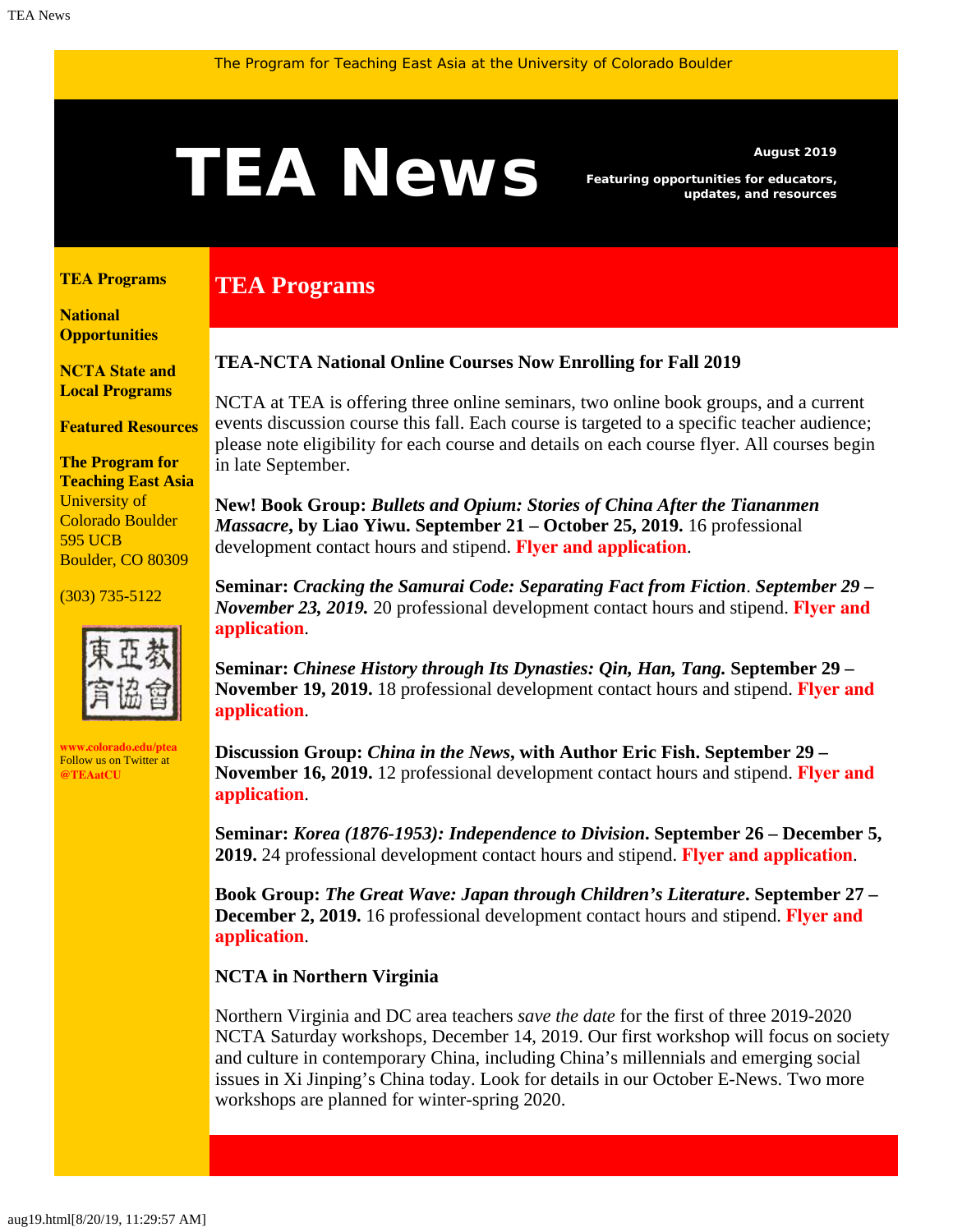The Program for Teaching East Asia at the University of Colorado Boulder

# TEA News

**August 2019**

**Featuring opportunities for educators, updates, and resources**

**TEA Programs**

**National Opportunities**

**NCTA State and Local Programs**

**Featured Resources**

**The Program for Teaching East Asia**
University of Colorado Boulder
595 UCB
Boulder, CO 80309

(303) 735-5122

東亞教育協會

**www.colorado.edu/ptea**
Follow us on Twitter at **@TEAatCU**

## TEA Programs

### TEA-NCTA National Online Courses Now Enrolling for Fall 2019

NCTA at TEA is offering three online seminars, two online book groups, and a current events discussion course this fall. Each course is targeted to a specific teacher audience; please note eligibility for each course and details on each course flyer. All courses begin in late September.

**New! Book Group: *Bullets and Opium: Stories of China After the Tiananmen Massacre*, by Liao Yiwu. September 21 – October 25, 2019.** 16 professional development contact hours and stipend. **Flyer and application**.

**Seminar: *Cracking the Samurai Code: Separating Fact from Fiction*. *September 29 – November 23, 2019.*** 20 professional development contact hours and stipend. **Flyer and application**.

**Seminar: *Chinese History through Its Dynasties: Qin, Han, Tang.* September 29 – November 19, 2019.** 18 professional development contact hours and stipend. **Flyer and application**.

**Discussion Group: *China in the News*, with Author Eric Fish. September 29 – November 16, 2019.** 12 professional development contact hours and stipend. **Flyer and application**.

**Seminar: *Korea (1876-1953): Independence to Division*. September 26 – December 5, 2019.** 24 professional development contact hours and stipend. **Flyer and application**.

**Book Group: *The Great Wave: Japan through Children's Literature*. September 27 – December 2, 2019.** 16 professional development contact hours and stipend. **Flyer and application**.

### NCTA in Northern Virginia

Northern Virginia and DC area teachers *save the date* for the first of three 2019-2020 NCTA Saturday workshops, December 14, 2019. Our first workshop will focus on society and culture in contemporary China, including China's millennials and emerging social issues in Xi Jinping's China today. Look for details in our October E-News. Two more workshops are planned for winter-spring 2020.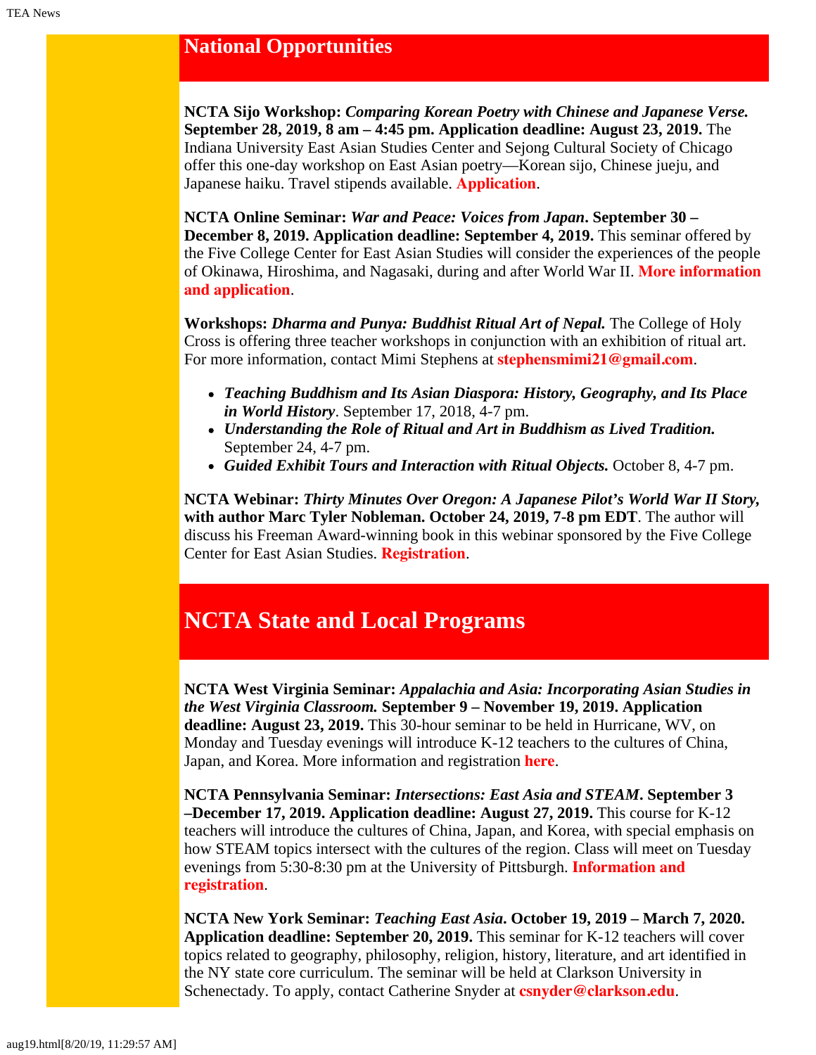## National Opportunities

**NCTA Sijo Workshop:** ***Comparing Korean Poetry with Chinese and Japanese Verse.*** **September 28, 2019, 8 am – 4:45 pm. Application deadline: August 23, 2019.** The Indiana University East Asian Studies Center and Sejong Cultural Society of Chicago offer this one-day workshop on East Asian poetry—Korean sijo, Chinese jueju, and Japanese haiku. Travel stipends available. **Application**.

**NCTA Online Seminar:** ***War and Peace: Voices from Japan*****. September 30 – December 8, 2019. Application deadline: September 4, 2019.** This seminar offered by the Five College Center for East Asian Studies will consider the experiences of the people of Okinawa, Hiroshima, and Nagasaki, during and after World War II. **More information and application**.

**Workshops:** ***Dharma and Punya: Buddhist Ritual Art of Nepal.*** The College of Holy Cross is offering three teacher workshops in conjunction with an exhibition of ritual art. For more information, contact Mimi Stephens at **stephensmimi21@gmail.com**.

- ***Teaching Buddhism and Its Asian Diaspora: History, Geography, and Its Place in World History***. September 17, 2018, 4-7 pm.
- ***Understanding the Role of Ritual and Art in Buddhism as Lived Tradition.*** September 24, 4-7 pm.
- ***Guided Exhibit Tours and Interaction with Ritual Objects.*** October 8, 4-7 pm.

**NCTA Webinar:** ***Thirty Minutes Over Oregon: A Japanese Pilot's World War II Story*****, with author Marc Tyler Nobleman. October 24, 2019, 7-8 pm EDT**. The author will discuss his Freeman Award-winning book in this webinar sponsored by the Five College Center for East Asian Studies. **Registration**.

## NCTA State and Local Programs

**NCTA West Virginia Seminar:** ***Appalachia and Asia: Incorporating Asian Studies in the West Virginia Classroom.*** **September 9 – November 19, 2019. Application deadline: August 23, 2019.** This 30-hour seminar to be held in Hurricane, WV, on Monday and Tuesday evenings will introduce K-12 teachers to the cultures of China, Japan, and Korea. More information and registration **here**.

**NCTA Pennsylvania Seminar:** ***Intersections: East Asia and STEAM*****. September 3 –December 17, 2019. Application deadline: August 27, 2019.** This course for K-12 teachers will introduce the cultures of China, Japan, and Korea, with special emphasis on how STEAM topics intersect with the cultures of the region. Class will meet on Tuesday evenings from 5:30-8:30 pm at the University of Pittsburgh. **Information and registration**.

**NCTA New York Seminar:** ***Teaching East Asia*****. October 19, 2019 – March 7, 2020. Application deadline: September 20, 2019.** This seminar for K-12 teachers will cover topics related to geography, philosophy, religion, history, literature, and art identified in the NY state core curriculum. The seminar will be held at Clarkson University in Schenectady. To apply, contact Catherine Snyder at **csnyder@clarkson.edu**.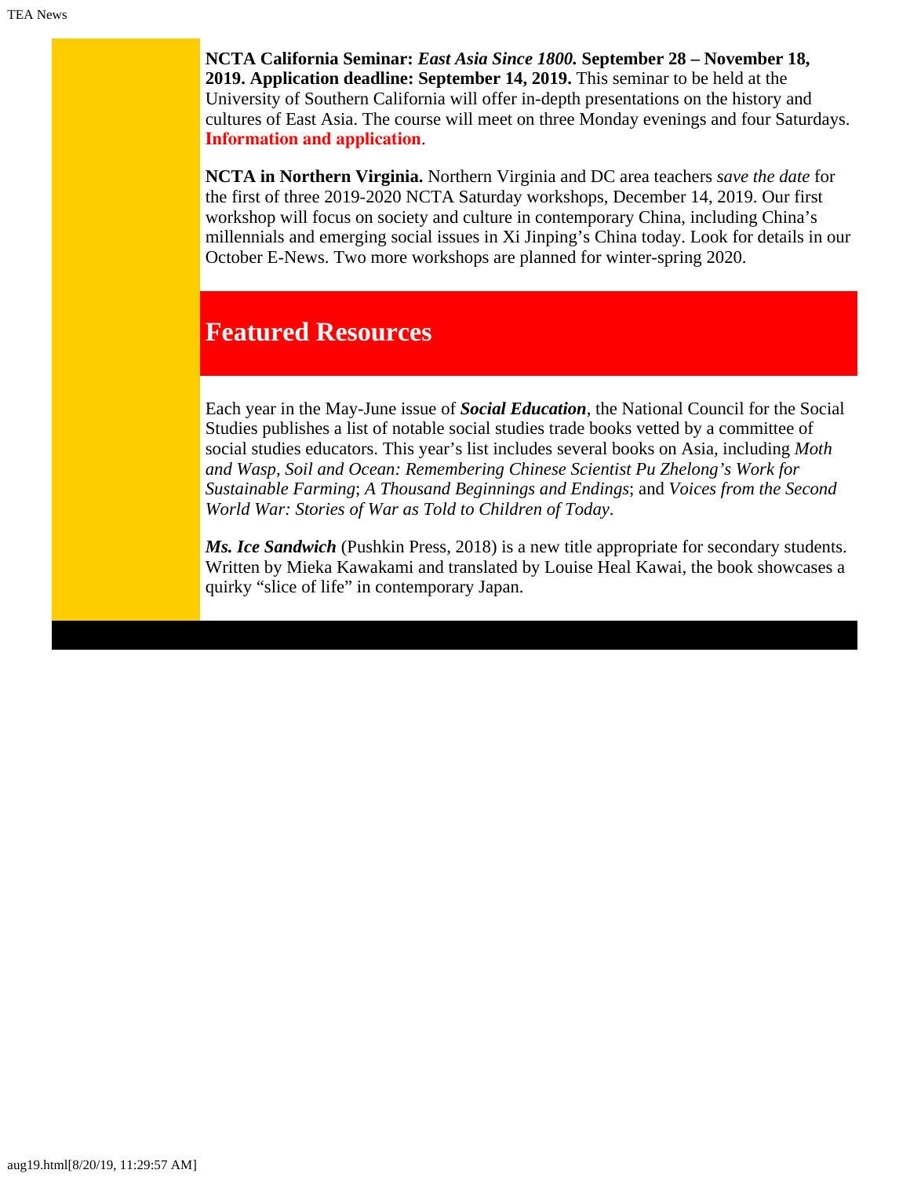**NCTA California Seminar:** ***East Asia Since 1800.*** **September 28 – November 18, 2019. Application deadline: September 14, 2019.** This seminar to be held at the University of Southern California will offer in-depth presentations on the history and cultures of East Asia. The course will meet on three Monday evenings and four Saturdays. **Information and application**.

**NCTA in Northern Virginia.** Northern Virginia and DC area teachers *save the date* for the first of three 2019-2020 NCTA Saturday workshops, December 14, 2019. Our first workshop will focus on society and culture in contemporary China, including China's millennials and emerging social issues in Xi Jinping's China today. Look for details in our October E-News. Two more workshops are planned for winter-spring 2020.

## Featured Resources

Each year in the May-June issue of ***Social Education***, the National Council for the Social Studies publishes a list of notable social studies trade books vetted by a committee of social studies educators. This year's list includes several books on Asia, including *Moth and Wasp, Soil and Ocean: Remembering Chinese Scientist Pu Zhelong's Work for Sustainable Farming*; *A Thousand Beginnings and Endings*; and *Voices from the Second World War: Stories of War as Told to Children of Today*.

***Ms. Ice Sandwich*** (Pushkin Press, 2018) is a new title appropriate for secondary students. Written by Mieka Kawakami and translated by Louise Heal Kawai, the book showcases a quirky "slice of life" in contemporary Japan.